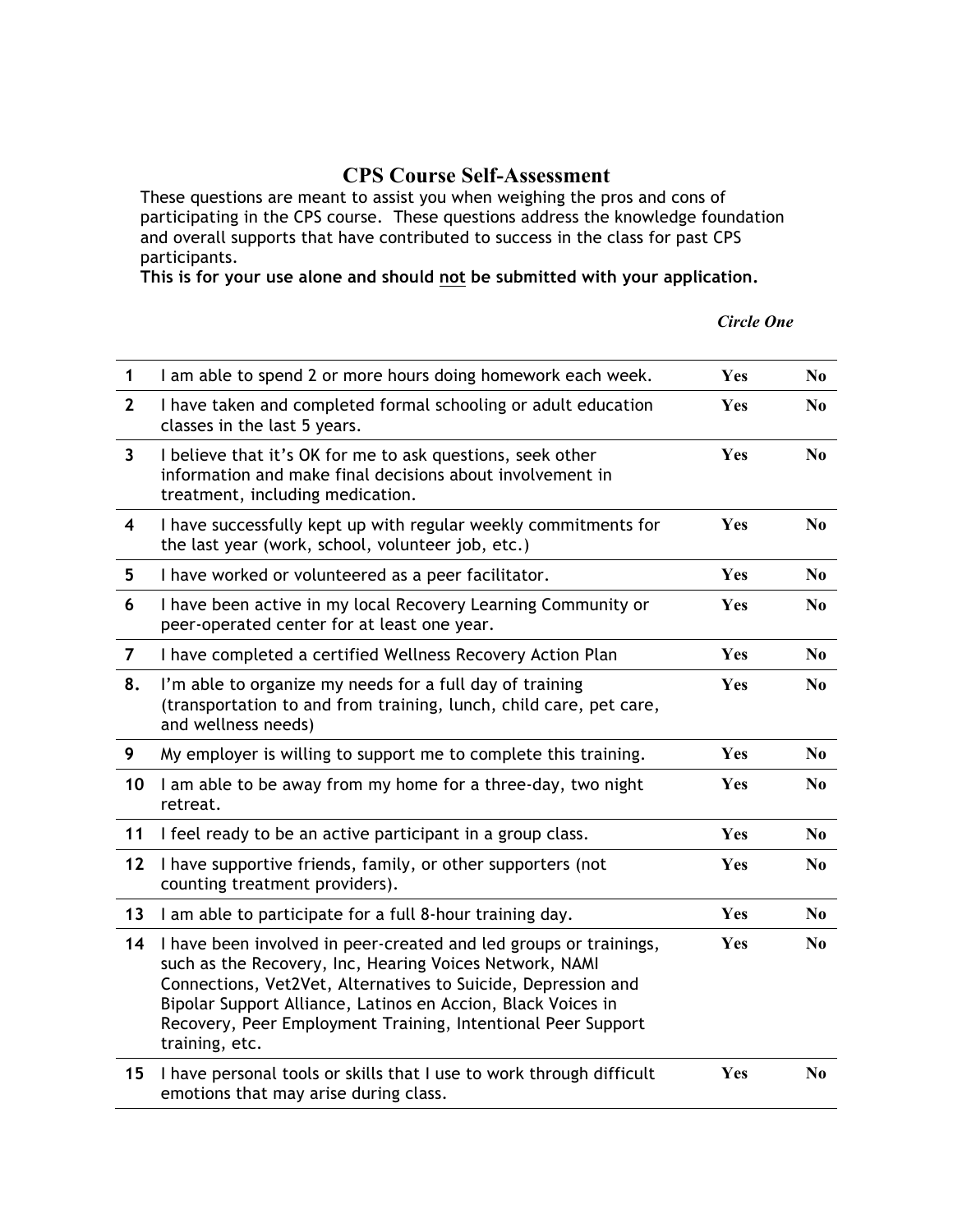# CPS Course Self-Assessment

These questions are meant to assist you when weighing the pros and cons of participating in the CPS course. These questions address the knowledge foundation and overall supports that have contributed to success in the class for past CPS participants.

**This is for your use alone and should not be submitted with your application.**

| | | *Circle One* | |
|---|---|---|---|
| 1 | I am able to spend 2 or more hours doing homework each week. | **Yes** | **No** |
| 2 | I have taken and completed formal schooling or adult education classes in the last 5 years. | **Yes** | **No** |
| 3 | I believe that it's OK for me to ask questions, seek other information and make final decisions about involvement in treatment, including medication. | **Yes** | **No** |
| 4 | I have successfully kept up with regular weekly commitments for the last year (work, school, volunteer job, etc.) | **Yes** | **No** |
| 5 | I have worked or volunteered as a peer facilitator. | **Yes** | **No** |
| 6 | I have been active in my local Recovery Learning Community or peer-operated center for at least one year. | **Yes** | **No** |
| 7 | I have completed a certified Wellness Recovery Action Plan | **Yes** | **No** |
| 8. | I'm able to organize my needs for a full day of training (transportation to and from training, lunch, child care, pet care, and wellness needs) | **Yes** | **No** |
| 9 | My employer is willing to support me to complete this training. | **Yes** | **No** |
| 10 | I am able to be away from my home for a three-day, two night retreat. | **Yes** | **No** |
| 11 | I feel ready to be an active participant in a group class. | **Yes** | **No** |
| 12 | I have supportive friends, family, or other supporters (not counting treatment providers). | **Yes** | **No** |
| 13 | I am able to participate for a full 8-hour training day. | **Yes** | **No** |
| 14 | I have been involved in peer-created and led groups or trainings, such as the Recovery, Inc, Hearing Voices Network, NAMI Connections, Vet2Vet, Alternatives to Suicide, Depression and Bipolar Support Alliance, Latinos en Accion, Black Voices in Recovery, Peer Employment Training, Intentional Peer Support training, etc. | **Yes** | **No** |
| 15 | I have personal tools or skills that I use to work through difficult emotions that may arise during class. | **Yes** | **No** |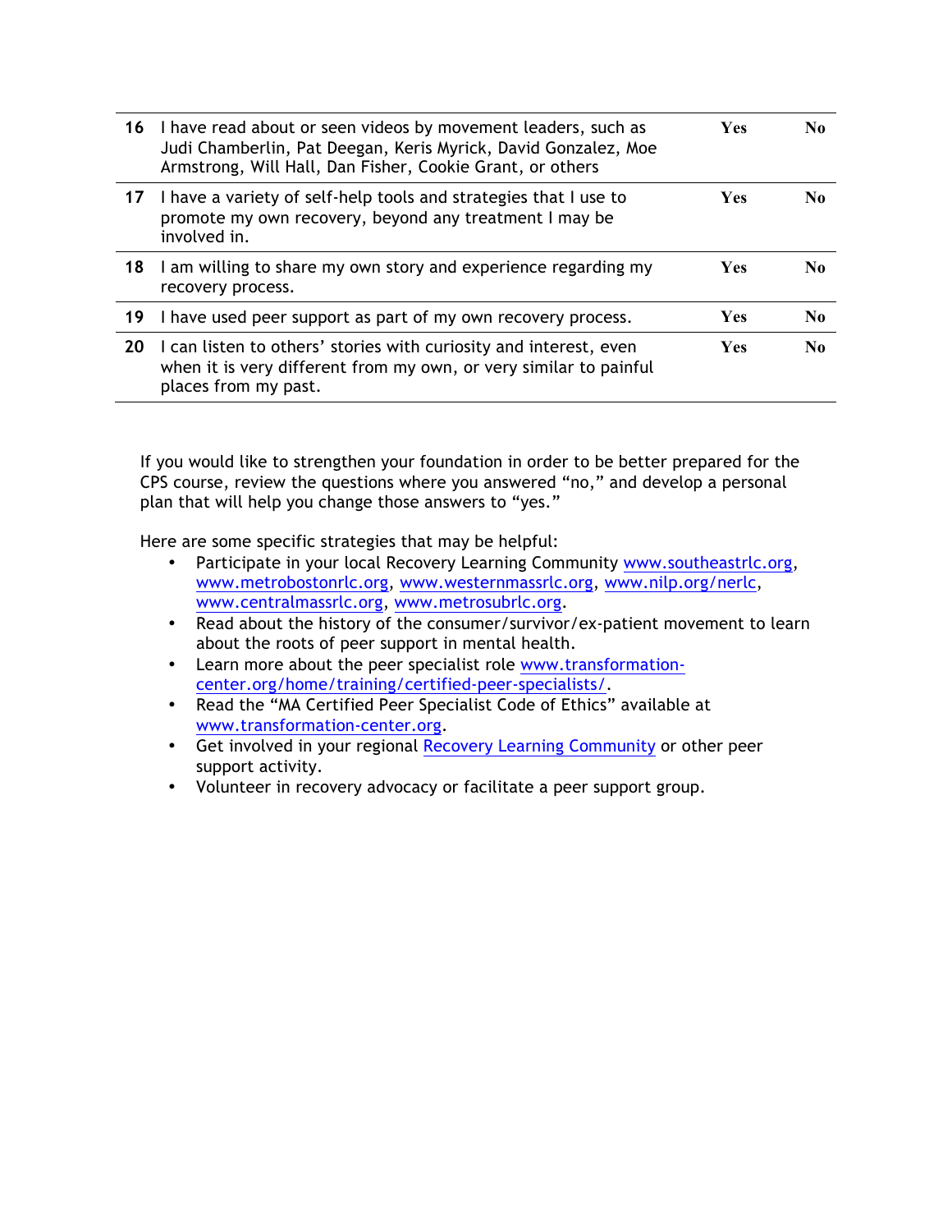| | | | |
|---|---|---|---|
| **16** | I have read about or seen videos by movement leaders, such as Judi Chamberlin, Pat Deegan, Keris Myrick, David Gonzalez, Moe Armstrong, Will Hall, Dan Fisher, Cookie Grant, or others | **Yes** | **No** |
| **17** | I have a variety of self-help tools and strategies that I use to promote my own recovery, beyond any treatment I may be involved in. | **Yes** | **No** |
| **18** | I am willing to share my own story and experience regarding my recovery process. | **Yes** | **No** |
| **19** | I have used peer support as part of my own recovery process. | **Yes** | **No** |
| **20** | I can listen to others' stories with curiosity and interest, even when it is very different from my own, or very similar to painful places from my past. | **Yes** | **No** |

If you would like to strengthen your foundation in order to be better prepared for the CPS course, review the questions where you answered "no," and develop a personal plan that will help you change those answers to "yes."

Here are some specific strategies that may be helpful:

- Participate in your local Recovery Learning Community www.southeastrlc.org, www.metrobostonrlc.org, www.westernmassrlc.org, www.nilp.org/nerlc, www.centralmassrlc.org, www.metrosubrlc.org.
- Read about the history of the consumer/survivor/ex-patient movement to learn about the roots of peer support in mental health.
- Learn more about the peer specialist role www.transformation-center.org/home/training/certified-peer-specialists/.
- Read the "MA Certified Peer Specialist Code of Ethics" available at www.transformation-center.org.
- Get involved in your regional Recovery Learning Community or other peer support activity.
- Volunteer in recovery advocacy or facilitate a peer support group.